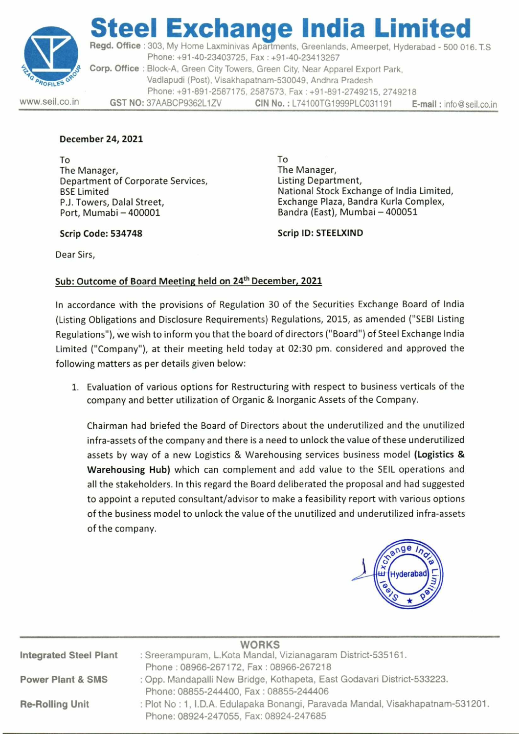# Steel Exchange India Limited

**Regd. Office** : 303, My Home Laxminivas Apartments, Greenlands, Ameerpet, Hyderabad - 500 016. T.S
Phone: +91-40-23403725, Fax : +91-40-23413267

**Corp. Office** : Block-A, Green City Towers, Green City, Near Apparel Export Park, Vadlapudi (Post), Visakhapatnam-530049, Andhra Pradesh
Phone: +91-891-2587175, 2587573, Fax : +91-891-2749215, 2749218

www.seil.co.in **GST NO:** 37AABCP9362L1ZV **CIN No. :** L74100TG1999PLC031191 **E-mail :** info@seil.co.in

**December 24, 2021**

To
The Manager,
Department of Corporate Services,
BSE Limited
P.J. Towers, Dalal Street,
Port, Mumabi – 400001

**Scrip Code: 534748**

To
The Manager,
Listing Department,
National Stock Exchange of India Limited,
Exchange Plaza, Bandra Kurla Complex,
Bandra (East), Mumbai – 400051

**Scrip ID: STEELXIND**

Dear Sirs,

**Sub: Outcome of Board Meeting held on 24th December, 2021**

In accordance with the provisions of Regulation 30 of the Securities Exchange Board of India (Listing Obligations and Disclosure Requirements) Regulations, 2015, as amended ("SEBI Listing Regulations"), we wish to inform you that the board of directors ("Board") of Steel Exchange India Limited ("Company"), at their meeting held today at 02:30 pm. considered and approved the following matters as per details given below:

1. Evaluation of various options for Restructuring with respect to business verticals of the company and better utilization of Organic & Inorganic Assets of the Company.

   Chairman had briefed the Board of Directors about the underutilized and the unutilized infra-assets of the company and there is a need to unlock the value of these underutilized assets by way of a new Logistics & Warehousing services business model **(Logistics & Warehousing Hub)** which can complement and add value to the SEIL operations and all the stakeholders. In this regard the Board deliberated the proposal and had suggested to appoint a reputed consultant/advisor to make a feasibility report with various options of the business model to unlock the value of the unutilized and underutilized infra-assets of the company.

## WORKS

**Integrated Steel Plant** : Sreerampuram, L.Kota Mandal, Vizianagaram District-535161.
Phone : 08966-267172, Fax : 08966-267218

**Power Plant & SMS** : Opp. Mandapalli New Bridge, Kothapeta, East Godavari District-533223.
Phone: 08855-244400, Fax : 08855-244406

**Re-Rolling Unit** : Plot No : 1, I.D.A. Edulapaka Bonangi, Paravada Mandal, Visakhapatnam-531201.
Phone: 08924-247055, Fax: 08924-247685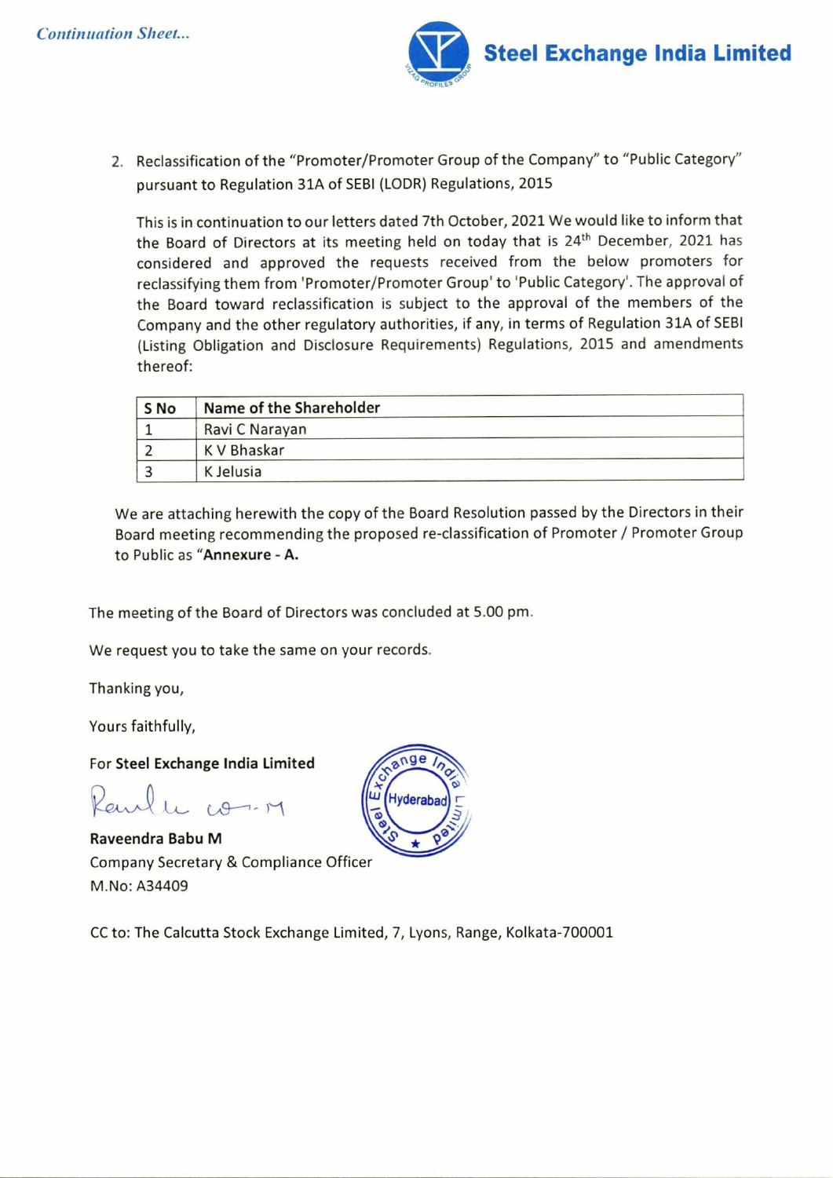*Continuation Sheet...*

**Steel Exchange India Limited**

2. Reclassification of the "Promoter/Promoter Group of the Company" to "Public Category" pursuant to Regulation 31A of SEBI (LODR) Regulations, 2015

   This is in continuation to our letters dated 7th October, 2021 We would like to inform that the Board of Directors at its meeting held on today that is 24th December, 2021 has considered and approved the requests received from the below promoters for reclassifying them from 'Promoter/Promoter Group' to 'Public Category'. The approval of the Board toward reclassification is subject to the approval of the members of the Company and the other regulatory authorities, if any, in terms of Regulation 31A of SEBI (Listing Obligation and Disclosure Requirements) Regulations, 2015 and amendments thereof:

| S No | Name of the Shareholder |
|---|---|
| 1 | Ravi C Narayan |
| 2 | K V Bhaskar |
| 3 | K Jelusia |

We are attaching herewith the copy of the Board Resolution passed by the Directors in their Board meeting recommending the proposed re-classification of Promoter / Promoter Group to Public as "**Annexure - A.**

The meeting of the Board of Directors was concluded at 5.00 pm.

We request you to take the same on your records.

Thanking you,

Yours faithfully,

For **Steel Exchange India Limited**

**Raveendra Babu M**
Company Secretary & Compliance Officer
M.No: A34409

CC to: The Calcutta Stock Exchange Limited, 7, Lyons, Range, Kolkata-700001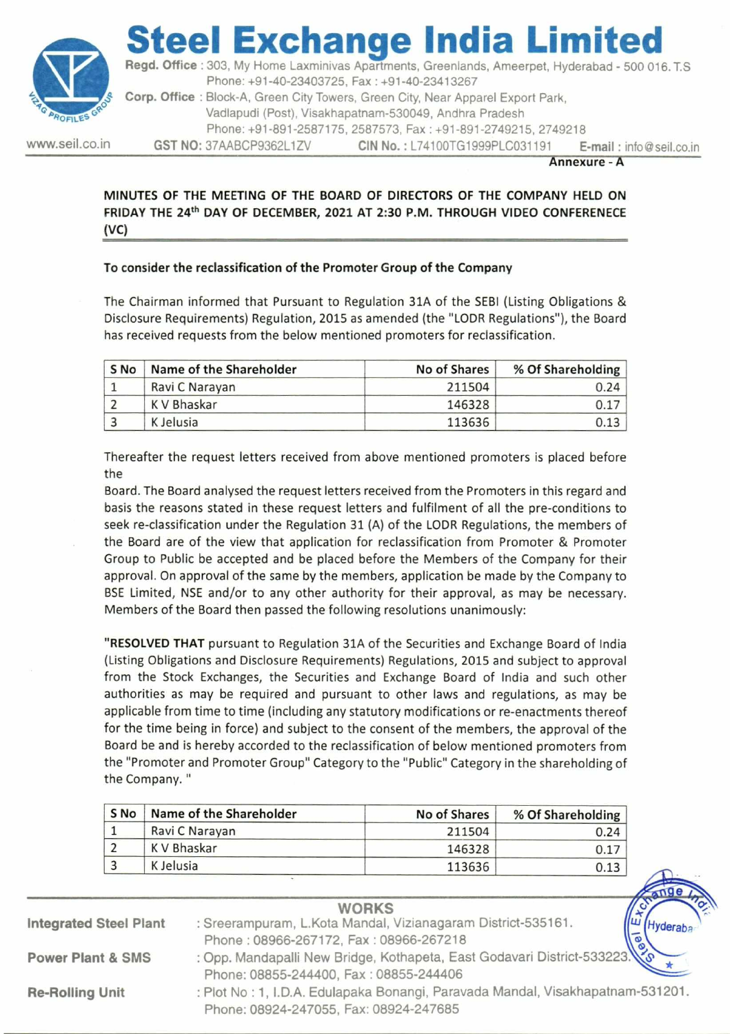# Steel Exchange India Limited

**Regd. Office** : 303, My Home Laxminivas Apartments, Greenlands, Ameerpet, Hyderabad - 500 016. T.S
Phone: +91-40-23403725, Fax : +91-40-23413267

**Corp. Office** : Block-A, Green City Towers, Green City, Near Apparel Export Park, Vadlapudi (Post), Visakhapatnam-530049, Andhra Pradesh
Phone: +91-891-2587175, 2587573, Fax : +91-891-2749215, 2749218

www.seil.co.in **GST NO:** 37AABCP9362L1ZV **CIN No.** : L74100TG1999PLC031191 **E-mail** : info@seil.co.in

**Annexure - A**

**MINUTES OF THE MEETING OF THE BOARD OF DIRECTORS OF THE COMPANY HELD ON FRIDAY THE 24th DAY OF DECEMBER, 2021 AT 2:30 P.M. THROUGH VIDEO CONFERENECE (VC)**

**To consider the reclassification of the Promoter Group of the Company**

The Chairman informed that Pursuant to Regulation 31A of the SEBI (Listing Obligations & Disclosure Requirements) Regulation, 2015 as amended (the "LODR Regulations"), the Board has received requests from the below mentioned promoters for reclassification.

| S No | Name of the Shareholder | No of Shares | % Of Shareholding |
|---|---|---|---|
| 1 | Ravi C Narayan | 211504 | 0.24 |
| 2 | K V Bhaskar | 146328 | 0.17 |
| 3 | K Jelusia | 113636 | 0.13 |

Thereafter the request letters received from above mentioned promoters is placed before the
Board. The Board analysed the request letters received from the Promoters in this regard and basis the reasons stated in these request letters and fulfilment of all the pre-conditions to seek re-classification under the Regulation 31 (A) of the LODR Regulations, the members of the Board are of the view that application for reclassification from Promoter & Promoter Group to Public be accepted and be placed before the Members of the Company for their approval. On approval of the same by the members, application be made by the Company to BSE Limited, NSE and/or to any other authority for their approval, as may be necessary. Members of the Board then passed the following resolutions unanimously:

"**RESOLVED THAT** pursuant to Regulation 31A of the Securities and Exchange Board of India (Listing Obligations and Disclosure Requirements) Regulations, 2015 and subject to approval from the Stock Exchanges, the Securities and Exchange Board of India and such other authorities as may be required and pursuant to other laws and regulations, as may be applicable from time to time (including any statutory modifications or re-enactments thereof for the time being in force) and subject to the consent of the members, the approval of the Board be and is hereby accorded to the reclassification of below mentioned promoters from the "Promoter and Promoter Group" Category to the "Public" Category in the shareholding of the Company. "

| S No | Name of the Shareholder | No of Shares | % Of Shareholding |
|---|---|---|---|
| 1 | Ravi C Narayan | 211504 | 0.24 |
| 2 | K V Bhaskar | 146328 | 0.17 |
| 3 | K Jelusia | 113636 | 0.13 |

**WORKS**

**Integrated Steel Plant** : Sreerampuram, L.Kota Mandal, Vizianagaram District-535161. Phone : 08966-267172, Fax : 08966-267218

**Power Plant & SMS** : Opp. Mandapalli New Bridge, Kothapeta, East Godavari District-533223. Phone: 08855-244400, Fax : 08855-244406

**Re-Rolling Unit** : Plot No : 1, I.D.A. Edulapaka Bonangi, Paravada Mandal, Visakhapatnam-531201. Phone: 08924-247055, Fax: 08924-247685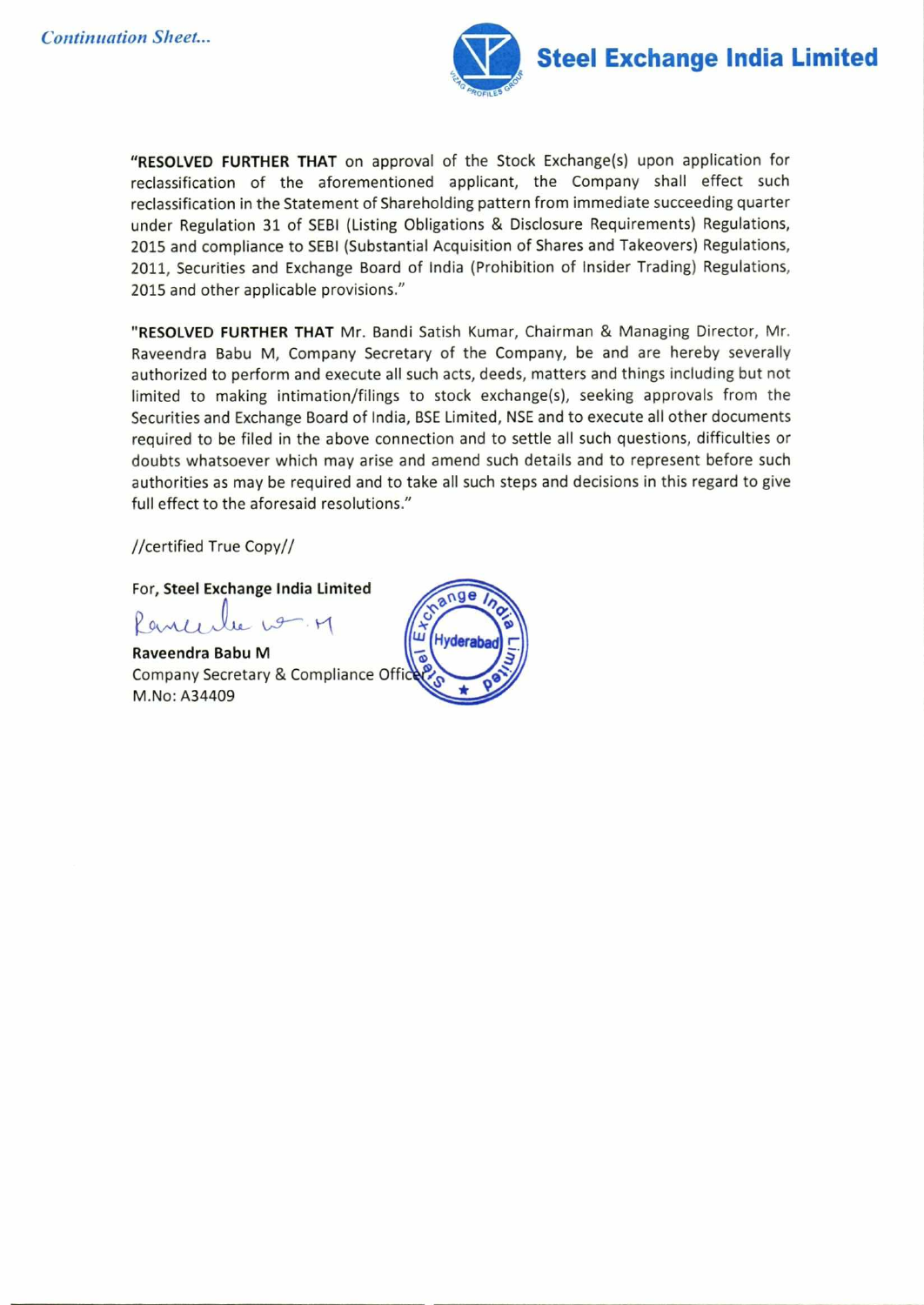"**RESOLVED FURTHER THAT** on approval of the Stock Exchange(s) upon application for reclassification of the aforementioned applicant, the Company shall effect such reclassification in the Statement of Shareholding pattern from immediate succeeding quarter under Regulation 31 of SEBI (Listing Obligations & Disclosure Requirements) Regulations, 2015 and compliance to SEBI (Substantial Acquisition of Shares and Takeovers) Regulations, 2011, Securities and Exchange Board of India (Prohibition of Insider Trading) Regulations, 2015 and other applicable provisions."

"**RESOLVED FURTHER THAT** Mr. Bandi Satish Kumar, Chairman & Managing Director, Mr. Raveendra Babu M, Company Secretary of the Company, be and are hereby severally authorized to perform and execute all such acts, deeds, matters and things including but not limited to making intimation/filings to stock exchange(s), seeking approvals from the Securities and Exchange Board of India, BSE Limited, NSE and to execute all other documents required to be filed in the above connection and to settle all such questions, difficulties or doubts whatsoever which may arise and amend such details and to represent before such authorities as may be required and to take all such steps and decisions in this regard to give full effect to the aforesaid resolutions."

//certified True Copy//

For, **Steel Exchange India Limited**

**Raveendra Babu M**
Company Secretary & Compliance Officer
M.No: A34409